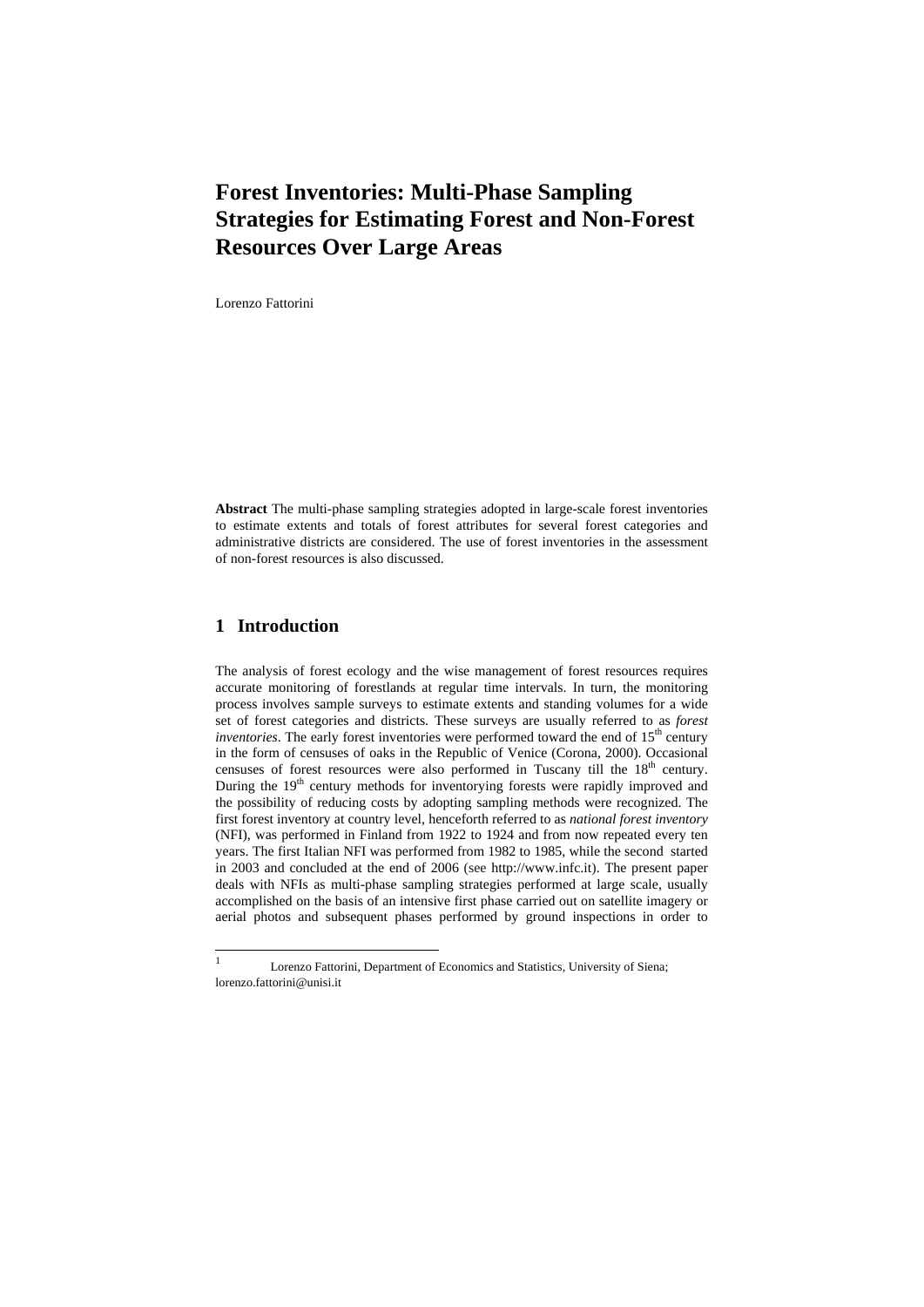# Forest Inventories: Multi-Phase Sampling Strategies for Estimating Forest and Non-Forest Resources Over Large Areas

Lorenzo Fattorini

**Abstract** The multi-phase sampling strategies adopted in large-scale forest inventories to estimate extents and totals of forest attributes for several forest categories and administrative districts are considered. The use of forest inventories in the assessment of non-forest resources is also discussed.

## 1 Introduction

The analysis of forest ecology and the wise management of forest resources requires accurate monitoring of forestlands at regular time intervals. In turn, the monitoring process involves sample surveys to estimate extents and standing volumes for a wide set of forest categories and districts. These surveys are usually referred to as *forest inventories*. The early forest inventories were performed toward the end of 15th century in the form of censuses of oaks in the Republic of Venice (Corona, 2000). Occasional censuses of forest resources were also performed in Tuscany till the 18th century. During the 19th century methods for inventorying forests were rapidly improved and the possibility of reducing costs by adopting sampling methods were recognized. The first forest inventory at country level, henceforth referred to as *national forest inventory* (NFI), was performed in Finland from 1922 to 1924 and from now repeated every ten years. The first Italian NFI was performed from 1982 to 1985, while the second started in 2003 and concluded at the end of 2006 (see http://www.infc.it). The present paper deals with NFIs as multi-phase sampling strategies performed at large scale, usually accomplished on the basis of an intensive first phase carried out on satellite imagery or aerial photos and subsequent phases performed by ground inspections in order to

---

[1] Lorenzo Fattorini, Department of Economics and Statistics, University of Siena; lorenzo.fattorini@unisi.it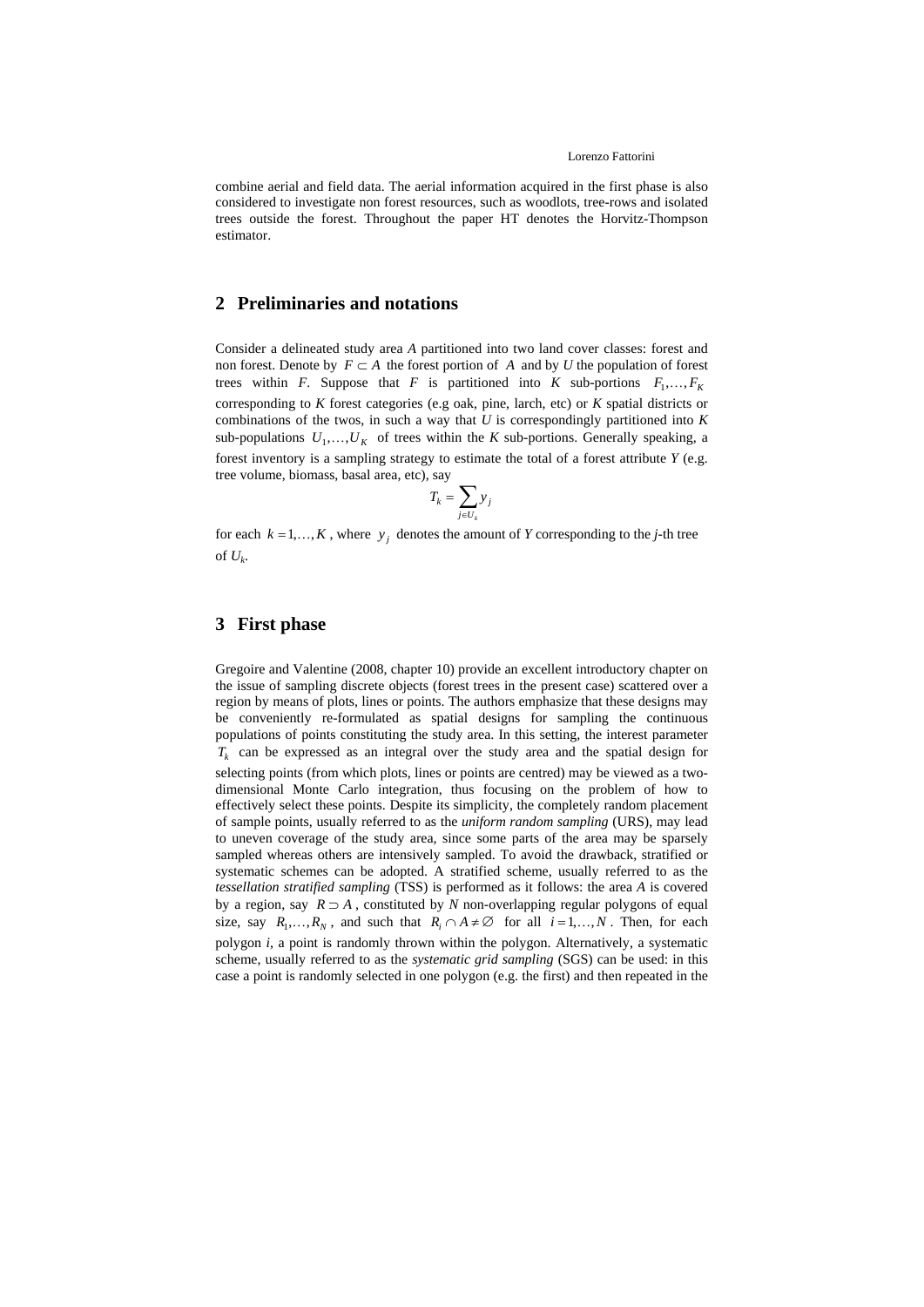combine aerial and field data. The aerial information acquired in the first phase is also considered to investigate non forest resources, such as woodlots, tree-rows and isolated trees outside the forest. Throughout the paper HT denotes the Horvitz-Thompson estimator.

## 2 Preliminaries and notations

Consider a delineated study area $A$ partitioned into two land cover classes: forest and non forest. Denote by $F \subset A$ the forest portion of $A$ and by $U$ the population of forest trees within $F$. Suppose that $F$ is partitioned into $K$ sub-portions $F_1,\ldots,F_K$ corresponding to $K$ forest categories (e.g oak, pine, larch, etc) or $K$ spatial districts or combinations of the twos, in such a way that $U$ is correspondingly partitioned into $K$ sub-populations $U_1,\ldots,U_K$ of trees within the $K$ sub-portions. Generally speaking, a forest inventory is a sampling strategy to estimate the total of a forest attribute $Y$ (e.g. tree volume, biomass, basal area, etc), say

$$T_k = \sum_{j \in U_k} y_j$$

for each $k = 1,\ldots,K$, where $y_j$ denotes the amount of $Y$ corresponding to the $j$-th tree of $U_k$.

## 3 First phase

Gregoire and Valentine (2008, chapter 10) provide an excellent introductory chapter on the issue of sampling discrete objects (forest trees in the present case) scattered over a region by means of plots, lines or points. The authors emphasize that these designs may be conveniently re-formulated as spatial designs for sampling the continuous populations of points constituting the study area. In this setting, the interest parameter $T_k$ can be expressed as an integral over the study area and the spatial design for selecting points (from which plots, lines or points are centred) may be viewed as a two-dimensional Monte Carlo integration, thus focusing on the problem of how to effectively select these points. Despite its simplicity, the completely random placement of sample points, usually referred to as the *uniform random sampling* (URS), may lead to uneven coverage of the study area, since some parts of the area may be sparsely sampled whereas others are intensively sampled. To avoid the drawback, stratified or systematic schemes can be adopted. A stratified scheme, usually referred to as the *tessellation stratified sampling* (TSS) is performed as it follows: the area $A$ is covered by a region, say $R \supset A$, constituted by $N$ non-overlapping regular polygons of equal size, say $R_1,\ldots,R_N$, and such that $R_i \cap A \neq \emptyset$ for all $i = 1,\ldots,N$. Then, for each polygon $i$, a point is randomly thrown within the polygon. Alternatively, a systematic scheme, usually referred to as the *systematic grid sampling* (SGS) can be used: in this case a point is randomly selected in one polygon (e.g. the first) and then repeated in the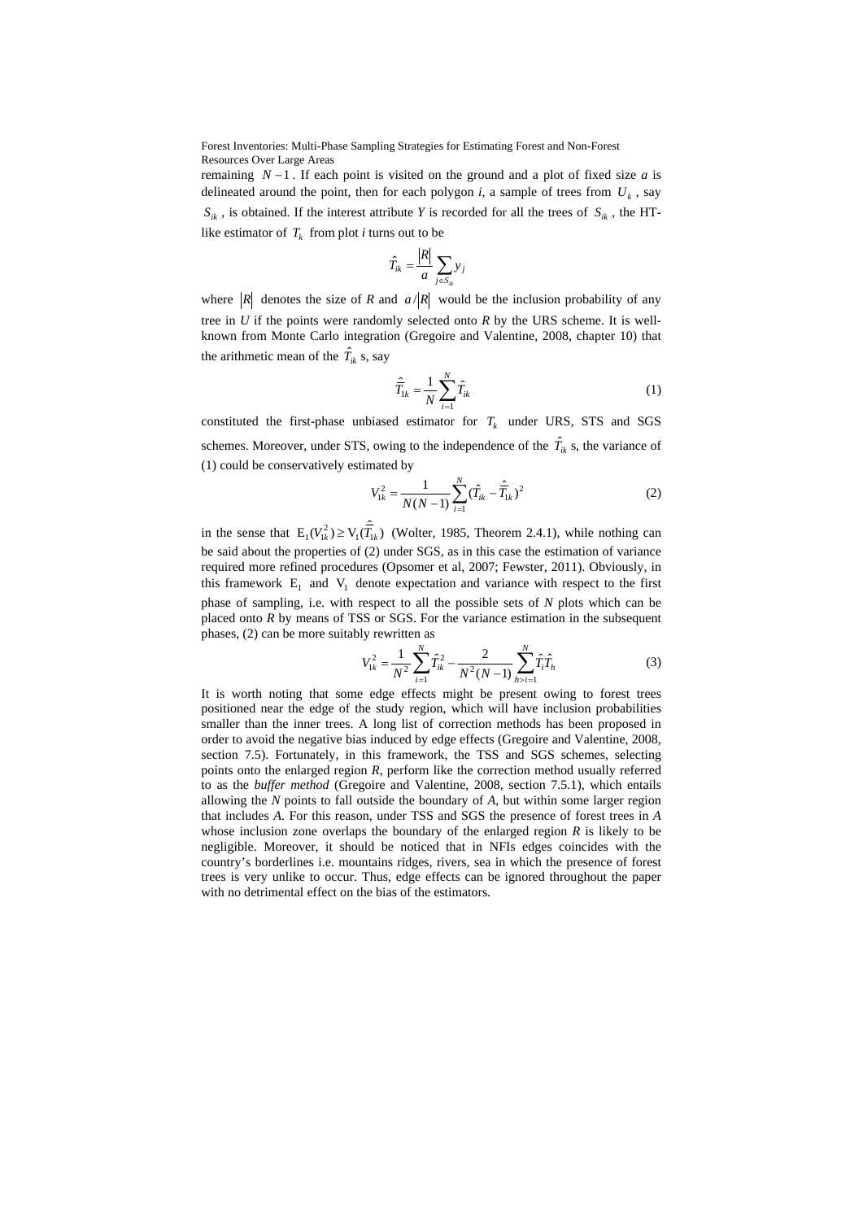remaining $N-1$. If each point is visited on the ground and a plot of fixed size *a* is delineated around the point, then for each polygon *i*, a sample of trees from $U_k$, say $S_{ik}$, is obtained. If the interest attribute *Y* is recorded for all the trees of $S_{ik}$, the HT-like estimator of $T_k$ from plot *i* turns out to be

$$\hat{T}_{ik} = \frac{|R|}{a}\sum_{j \in S_{ik}} y_j$$

where $|R|$ denotes the size of *R* and $a/|R|$ would be the inclusion probability of any tree in *U* if the points were randomly selected onto *R* by the URS scheme. It is well-known from Monte Carlo integration (Gregoire and Valentine, 2008, chapter 10) that the arithmetic mean of the $\hat{T}_{ik}$ s, say

$$\hat{\hat{T}}_{1k} = \frac{1}{N}\sum_{i=1}^{N}\hat{T}_{ik} \tag{1}$$

constituted the first-phase unbiased estimator for $T_k$ under URS, STS and SGS schemes. Moreover, under STS, owing to the independence of the $\hat{T}_{ik}$ s, the variance of (1) could be conservatively estimated by

$$V_{1k}^2 = \frac{1}{N(N-1)}\sum_{i=1}^{N}(\hat{T}_{ik} - \hat{\hat{T}}_{1k})^2 \tag{2}$$

in the sense that $\mathrm{E}_1(V_{1k}^2) \geq \mathrm{V}_1(\hat{\hat{T}}_{1k})$ (Wolter, 1985, Theorem 2.4.1), while nothing can be said about the properties of (2) under SGS, as in this case the estimation of variance required more refined procedures (Opsomer et al, 2007; Fewster, 2011). Obviously, in this framework $\mathrm{E}_1$ and $\mathrm{V}_1$ denote expectation and variance with respect to the first phase of sampling, i.e. with respect to all the possible sets of *N* plots which can be placed onto *R* by means of TSS or SGS. For the variance estimation in the subsequent phases, (2) can be more suitably rewritten as

$$V_{1k}^2 = \frac{1}{N^2}\sum_{i=1}^{N}\hat{T}_{ik}^2 - \frac{2}{N^2(N-1)}\sum_{h>i=1}^{N}\hat{T}_i\hat{T}_h \tag{3}$$

It is worth noting that some edge effects might be present owing to forest trees positioned near the edge of the study region, which will have inclusion probabilities smaller than the inner trees. A long list of correction methods has been proposed in order to avoid the negative bias induced by edge effects (Gregoire and Valentine, 2008, section 7.5). Fortunately, in this framework, the TSS and SGS schemes, selecting points onto the enlarged region *R*, perform like the correction method usually referred to as the *buffer method* (Gregoire and Valentine, 2008, section 7.5.1), which entails allowing the *N* points to fall outside the boundary of *A*, but within some larger region that includes *A*. For this reason, under TSS and SGS the presence of forest trees in *A* whose inclusion zone overlaps the boundary of the enlarged region *R* is likely to be negligible. Moreover, it should be noticed that in NFIs edges coincides with the country's borderlines i.e. mountains ridges, rivers, sea in which the presence of forest trees is very unlike to occur. Thus, edge effects can be ignored throughout the paper with no detrimental effect on the bias of the estimators.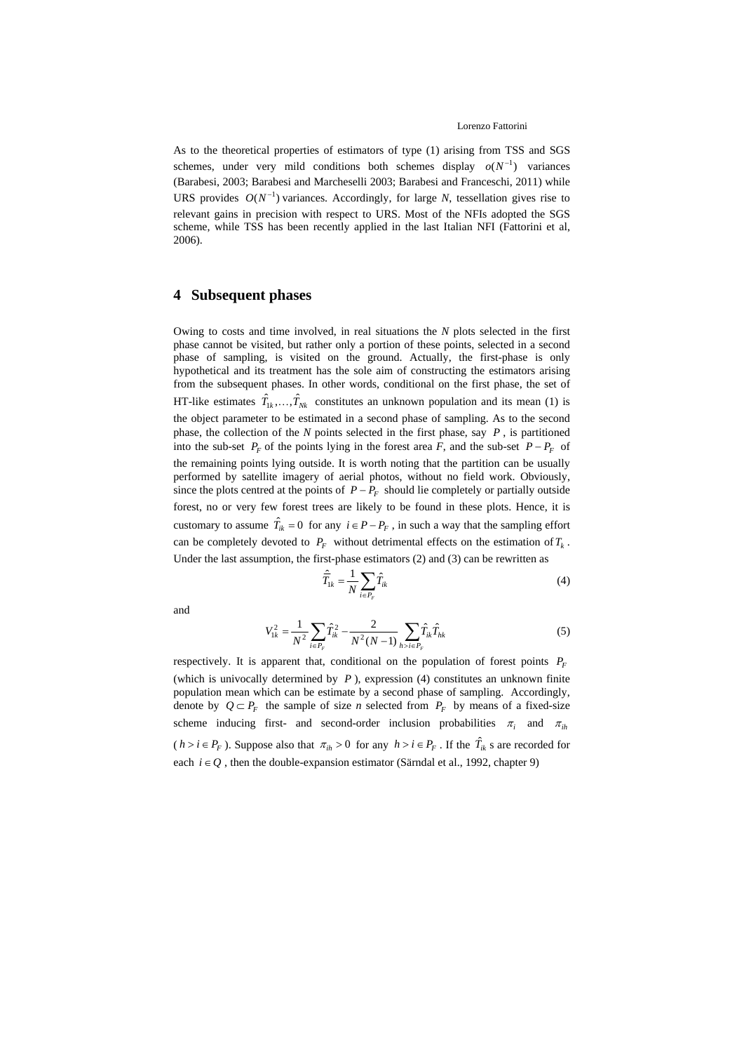As to the theoretical properties of estimators of type (1) arising from TSS and SGS schemes, under very mild conditions both schemes display $o(N^{-1})$ variances (Barabesi, 2003; Barabesi and Marcheselli 2003; Barabesi and Franceschi, 2011) while URS provides $O(N^{-1})$ variances. Accordingly, for large *N*, tessellation gives rise to relevant gains in precision with respect to URS. Most of the NFIs adopted the SGS scheme, while TSS has been recently applied in the last Italian NFI (Fattorini et al, 2006).

## 4 Subsequent phases

Owing to costs and time involved, in real situations the *N* plots selected in the first phase cannot be visited, but rather only a portion of these points, selected in a second phase of sampling, is visited on the ground. Actually, the first-phase is only hypothetical and its treatment has the sole aim of constructing the estimators arising from the subsequent phases. In other words, conditional on the first phase, the set of HT-like estimates $\hat{T}_{1k},\ldots,\hat{T}_{Nk}$ constitutes an unknown population and its mean (1) is the object parameter to be estimated in a second phase of sampling. As to the second phase, the collection of the *N* points selected in the first phase, say $P$, is partitioned into the sub-set $P_F$ of the points lying in the forest area *F*, and the sub-set $P-P_F$ of the remaining points lying outside. It is worth noting that the partition can be usually performed by satellite imagery of aerial photos, without no field work. Obviously, since the plots centred at the points of $P-P_F$ should lie completely or partially outside forest, no or very few forest trees are likely to be found in these plots. Hence, it is customary to assume $\hat{T}_{ik}=0$ for any $i\in P-P_F$, in such a way that the sampling effort can be completely devoted to $P_F$ without detrimental effects on the estimation of $T_k$. Under the last assumption, the first-phase estimators (2) and (3) can be rewritten as

$$\hat{\hat{T}}_{1k}=\frac{1}{N}\sum_{i\in P_F}\hat{T}_{ik} \tag{4}$$

and

$$V_{1k}^2=\frac{1}{N^2}\sum_{i\in P_F}\hat{T}_{ik}^2-\frac{2}{N^2(N-1)}\sum_{h>i\in P_F}\hat{T}_{ik}\hat{T}_{hk} \tag{5}$$

respectively. It is apparent that, conditional on the population of forest points $P_F$ (which is univocally determined by $P$), expression (4) constitutes an unknown finite population mean which can be estimate by a second phase of sampling. Accordingly, denote by $Q\subset P_F$ the sample of size *n* selected from $P_F$ by means of a fixed-size scheme inducing first- and second-order inclusion probabilities $\pi_i$ and $\pi_{ih}$ ($h>i\in P_F$). Suppose also that $\pi_{ih}>0$ for any $h>i\in P_F$. If the $\hat{T}_{ik}$ s are recorded for each $i\in Q$, then the double-expansion estimator (Särndal et al., 1992, chapter 9)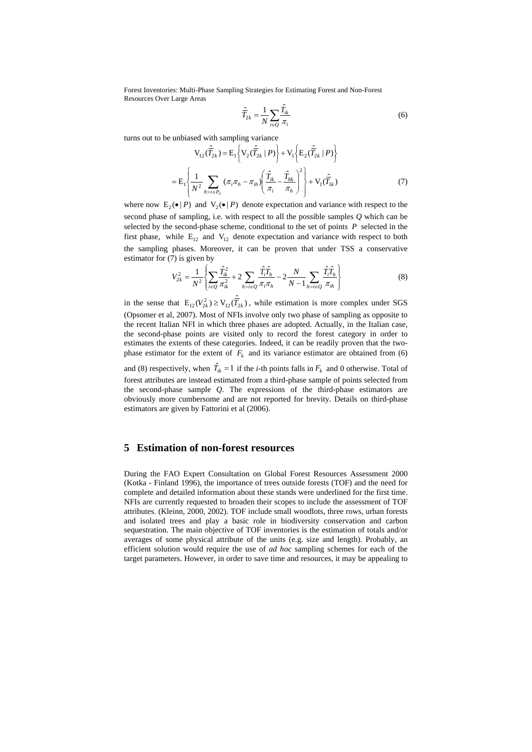$$\hat{\bar{T}}_{2k} = \frac{1}{N} \sum_{i \in Q} \frac{\hat{T}_{ik}}{\pi_i} \tag{6}$$

turns out to be unbiased with sampling variance

$$\mathrm{V}_{12}(\hat{\bar{T}}_{2k}) = \mathrm{E}_1\left\{ \mathrm{V}_2(\hat{\bar{T}}_{2k} \mid P) \right\} + \mathrm{V}_1\left\{ \mathrm{E}_2(\hat{\bar{T}}_{2k} \mid P) \right\}$$

$$= \mathrm{E}_1\left\{ \frac{1}{N^2} \sum_{h > i \in P_F} (\pi_i \pi_h - \pi_{ih}) \left( \frac{\hat{T}_{ik}}{\pi_i} - \frac{\hat{T}_{hk}}{\pi_h} \right)^2 \right\} + \mathrm{V}_1(\hat{\bar{T}}_{1k}) \tag{7}$$

where now $\mathrm{E}_2(\bullet \mid P)$ and $\mathrm{V}_2(\bullet \mid P)$ denote expectation and variance with respect to the second phase of sampling, i.e. with respect to all the possible samples *Q* which can be selected by the second-phase scheme, conditional to the set of points $P$ selected in the first phase, while $\mathrm{E}_{12}$ and $\mathrm{V}_{12}$ denote expectation and variance with respect to both the sampling phases. Moreover, it can be proven that under TSS a conservative estimator for (7) is given by

$$V_{2k}^2 = \frac{1}{N^2} \left\{ \sum_{i \in Q} \frac{\hat{T}_{ik}^2}{\pi_{ik}^2} + 2 \sum_{h > i \in Q} \frac{\hat{T}_i \hat{T}_h}{\pi_i \pi_h} - 2 \frac{N}{N-1} \sum_{h > i \in Q} \frac{\hat{T}_i \hat{T}_h}{\pi_{ih}} \right\} \tag{8}$$

in the sense that $\mathrm{E}_{12}(V_{2k}^2) \geq \mathrm{V}_{12}(\hat{\bar{T}}_{2k})$, while estimation is more complex under SGS (Opsomer et al, 2007). Most of NFIs involve only two phase of sampling as opposite to the recent Italian NFI in which three phases are adopted. Actually, in the Italian case, the second-phase points are visited only to record the forest category in order to estimates the extents of these categories. Indeed, it can be readily proven that the two-phase estimator for the extent of $F_k$ and its variance estimator are obtained from (6) and (8) respectively, when $\hat{T}_{ik} = 1$ if the *i*-th points falls in $F_k$ and 0 otherwise. Total of forest attributes are instead estimated from a third-phase sample of points selected from the second-phase sample *Q*. The expressions of the third-phase estimators are obviously more cumbersome and are not reported for brevity. Details on third-phase estimators are given by Fattorini et al (2006).

## 5 Estimation of non-forest resources

During the FAO Expert Consultation on Global Forest Resources Assessment 2000 (Kotka - Finland 1996), the importance of trees outside forests (TOF) and the need for complete and detailed information about these stands were underlined for the first time. NFIs are currently requested to broaden their scopes to include the assessment of TOF attributes. (Kleinn, 2000, 2002). TOF include small woodlots, three rows, urban forests and isolated trees and play a basic role in biodiversity conservation and carbon sequestration. The main objective of TOF inventories is the estimation of totals and/or averages of some physical attribute of the units (e.g. size and length). Probably, an efficient solution would require the use of *ad hoc* sampling schemes for each of the target parameters. However, in order to save time and resources, it may be appealing to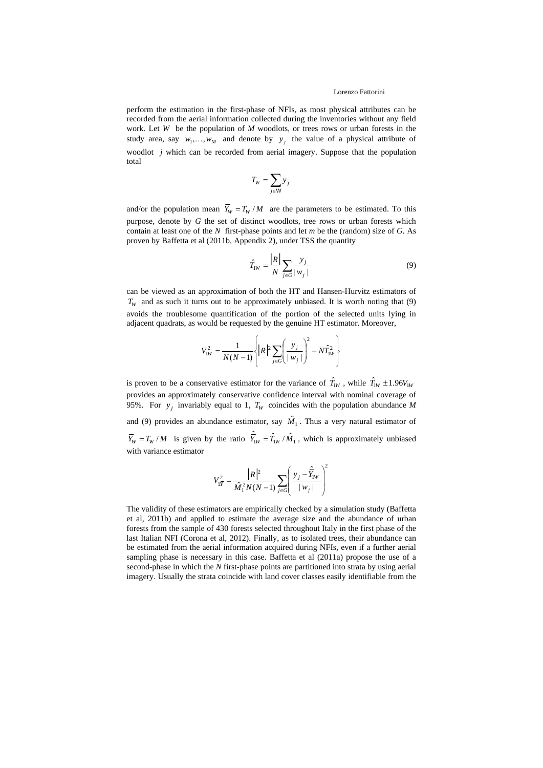perform the estimation in the first-phase of NFIs, as most physical attributes can be recorded from the aerial information collected during the inventories without any field work. Let $W$ be the population of $M$ woodlots, or trees rows or urban forests in the study area, say $w_1,\ldots,w_M$ and denote by $y_j$ the value of a physical attribute of woodlot $j$ which can be recorded from aerial imagery. Suppose that the population total

$$T_W = \sum_{j \in W} y_j$$

and/or the population mean $\overline{Y}_W = T_W / M$ are the parameters to be estimated. To this purpose, denote by $G$ the set of distinct woodlots, tree rows or urban forests which contain at least one of the $N$ first-phase points and let $m$ be the (random) size of $G$. As proven by Baffetta et al (2011b, Appendix 2), under TSS the quantity

$$\hat{T}_{1W} = \frac{|R|}{N} \sum_{j \in G} \frac{y_j}{|w_j|} \tag{9}$$

can be viewed as an approximation of both the HT and Hansen-Hurvitz estimators of $T_W$ and as such it turns out to be approximately unbiased. It is worth noting that (9) avoids the troublesome quantification of the portion of the selected units lying in adjacent quadrats, as would be requested by the genuine HT estimator. Moreover,

$$V_{1W}^2 = \frac{1}{N(N-1)} \left\{ |R|^2 \sum_{j \in G} \left( \frac{y_j}{|w_j|} \right)^2 - N\hat{T}_{1W}^2 \right\}$$

is proven to be a conservative estimator for the variance of $\hat{T}_{1W}$, while $\hat{T}_{1W} \pm 1.96 V_{1W}$ provides an approximately conservative confidence interval with nominal coverage of 95%. For $y_j$ invariably equal to 1, $T_W$ coincides with the population abundance $M$ and (9) provides an abundance estimator, say $\hat{M}_1$. Thus a very natural estimator of $\overline{Y}_W = T_W / M$ is given by the ratio $\hat{\overline{Y}}_{1W} = \hat{T}_{1W} / \hat{M}_1$, which is approximately unbiased with variance estimator

$$V_{1\overline{Y}}^2 = \frac{|R|^2}{\hat{M}_1^2 N(N-1)} \sum_{j \in G} \left( \frac{y_j - \hat{\overline{Y}}_{1W}}{|w_j|} \right)^2$$

The validity of these estimators are empirically checked by a simulation study (Baffetta et al, 2011b) and applied to estimate the average size and the abundance of urban forests from the sample of 430 forests selected throughout Italy in the first phase of the last Italian NFI (Corona et al, 2012). Finally, as to isolated trees, their abundance can be estimated from the aerial information acquired during NFIs, even if a further aerial sampling phase is necessary in this case. Baffetta et al (2011a) propose the use of a second-phase in which the $N$ first-phase points are partitioned into strata by using aerial imagery. Usually the strata coincide with land cover classes easily identifiable from the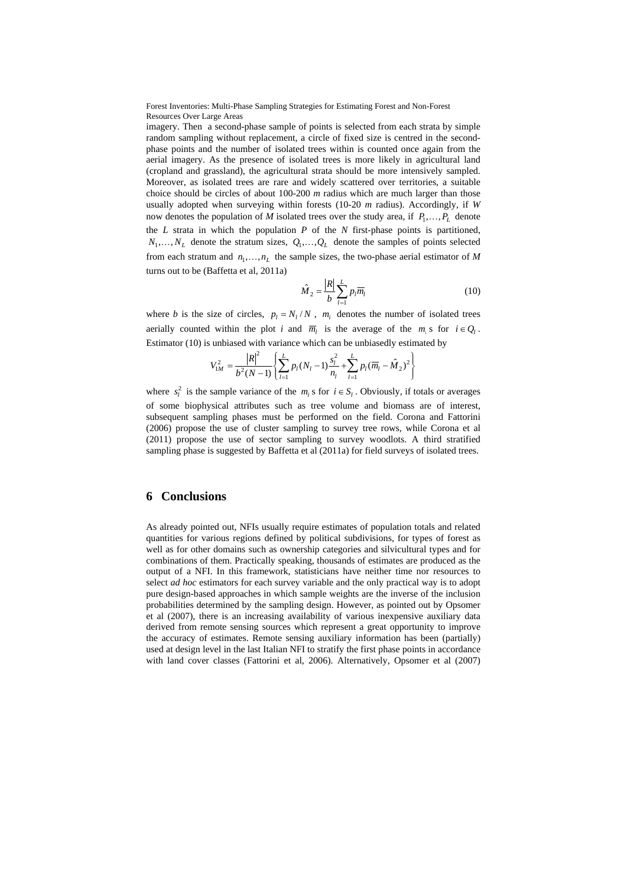imagery. Then a second-phase sample of points is selected from each strata by simple random sampling without replacement, a circle of fixed size is centred in the second-phase points and the number of isolated trees within is counted once again from the aerial imagery. As the presence of isolated trees is more likely in agricultural land (cropland and grassland), the agricultural strata should be more intensively sampled. Moreover, as isolated trees are rare and widely scattered over territories, a suitable choice should be circles of about 100-200 *m* radius which are much larger than those usually adopted when surveying within forests (10-20 *m* radius). Accordingly, if *W* now denotes the population of *M* isolated trees over the study area, if $P_1,\ldots,P_L$ denote the *L* strata in which the population *P* of the *N* first-phase points is partitioned, $N_1,\ldots,N_L$ denote the stratum sizes, $Q_1,\ldots,Q_L$ denote the samples of points selected from each stratum and $n_1,\ldots,n_L$ the sample sizes, the two-phase aerial estimator of *M* turns out to be (Baffetta et al, 2011a)

$$\hat{M}_2 = \frac{|R|}{b}\sum_{l=1}^{L} p_l \overline{m}_l \tag{10}$$

where *b* is the size of circles, $p_l = N_l / N$, $m_i$ denotes the number of isolated trees aerially counted within the plot *i* and $\overline{m}_l$ is the average of the $m_i$ s for $i \in Q_l$. Estimator (10) is unbiased with variance which can be unbiasedly estimated by

$$V_{1M}^2 = \frac{|R|^2}{b^2(N-1)}\left\{\sum_{l=1}^{L} p_l (N_l - 1)\frac{s_l^2}{n_l} + \sum_{l=1}^{L} p_l (\overline{m}_l - \hat{M}_2)^2\right\}$$

where $s_l^2$ is the sample variance of the $m_i$ s for $i \in S_l$. Obviously, if totals or averages of some biophysical attributes such as tree volume and biomass are of interest, subsequent sampling phases must be performed on the field. Corona and Fattorini (2006) propose the use of cluster sampling to survey tree rows, while Corona et al (2011) propose the use of sector sampling to survey woodlots. A third stratified sampling phase is suggested by Baffetta et al (2011a) for field surveys of isolated trees.

## 6 Conclusions

As already pointed out, NFIs usually require estimates of population totals and related quantities for various regions defined by political subdivisions, for types of forest as well as for other domains such as ownership categories and silvicultural types and for combinations of them. Practically speaking, thousands of estimates are produced as the output of a NFI. In this framework, statisticians have neither time nor resources to select *ad hoc* estimators for each survey variable and the only practical way is to adopt pure design-based approaches in which sample weights are the inverse of the inclusion probabilities determined by the sampling design. However, as pointed out by Opsomer et al (2007), there is an increasing availability of various inexpensive auxiliary data derived from remote sensing sources which represent a great opportunity to improve the accuracy of estimates. Remote sensing auxiliary information has been (partially) used at design level in the last Italian NFI to stratify the first phase points in accordance with land cover classes (Fattorini et al, 2006). Alternatively, Opsomer et al (2007)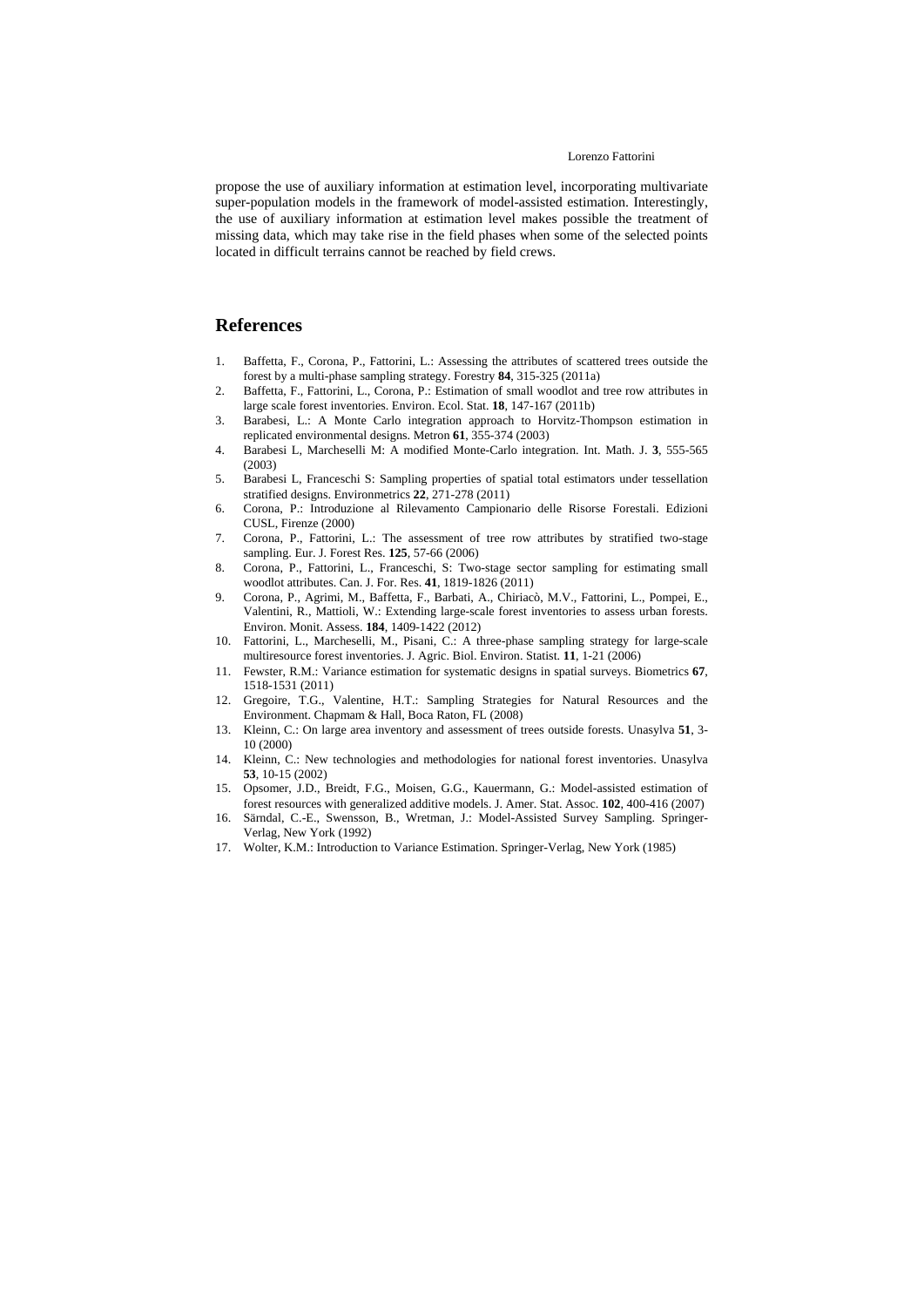propose the use of auxiliary information at estimation level, incorporating multivariate super-population models in the framework of model-assisted estimation. Interestingly, the use of auxiliary information at estimation level makes possible the treatment of missing data, which may take rise in the field phases when some of the selected points located in difficult terrains cannot be reached by field crews.

## References

1. Baffetta, F., Corona, P., Fattorini, L.: Assessing the attributes of scattered trees outside the forest by a multi-phase sampling strategy. Forestry **84**, 315-325 (2011a)
2. Baffetta, F., Fattorini, L., Corona, P.: Estimation of small woodlot and tree row attributes in large scale forest inventories. Environ. Ecol. Stat. **18**, 147-167 (2011b)
3. Barabesi, L.: A Monte Carlo integration approach to Horvitz-Thompson estimation in replicated environmental designs. Metron **61**, 355-374 (2003)
4. Barabesi L, Marcheselli M: A modified Monte-Carlo integration. Int. Math. J. **3**, 555-565 (2003)
5. Barabesi L, Franceschi S: Sampling properties of spatial total estimators under tessellation stratified designs. Environmetrics **22**, 271-278 (2011)
6. Corona, P.: Introduzione al Rilevamento Campionario delle Risorse Forestali. Edizioni CUSL, Firenze (2000)
7. Corona, P., Fattorini, L.: The assessment of tree row attributes by stratified two-stage sampling. Eur. J. Forest Res. **125**, 57-66 (2006)
8. Corona, P., Fattorini, L., Franceschi, S: Two-stage sector sampling for estimating small woodlot attributes. Can. J. For. Res. **41**, 1819-1826 (2011)
9. Corona, P., Agrimi, M., Baffetta, F., Barbati, A., Chiriacò, M.V., Fattorini, L., Pompei, E., Valentini, R., Mattioli, W.: Extending large-scale forest inventories to assess urban forests. Environ. Monit. Assess. **184**, 1409-1422 (2012)
10. Fattorini, L., Marcheselli, M., Pisani, C.: A three-phase sampling strategy for large-scale multiresource forest inventories. J. Agric. Biol. Environ. Statist. **11**, 1-21 (2006)
11. Fewster, R.M.: Variance estimation for systematic designs in spatial surveys. Biometrics **67**, 1518-1531 (2011)
12. Gregoire, T.G., Valentine, H.T.: Sampling Strategies for Natural Resources and the Environment. Chapmam & Hall, Boca Raton, FL (2008)
13. Kleinn, C.: On large area inventory and assessment of trees outside forests. Unasylva **51**, 3-10 (2000)
14. Kleinn, C.: New technologies and methodologies for national forest inventories. Unasylva **53**, 10-15 (2002)
15. Opsomer, J.D., Breidt, F.G., Moisen, G.G., Kauermann, G.: Model-assisted estimation of forest resources with generalized additive models. J. Amer. Stat. Assoc. **102**, 400-416 (2007)
16. Särndal, C.-E., Swensson, B., Wretman, J.: Model-Assisted Survey Sampling. Springer-Verlag, New York (1992)
17. Wolter, K.M.: Introduction to Variance Estimation. Springer-Verlag, New York (1985)